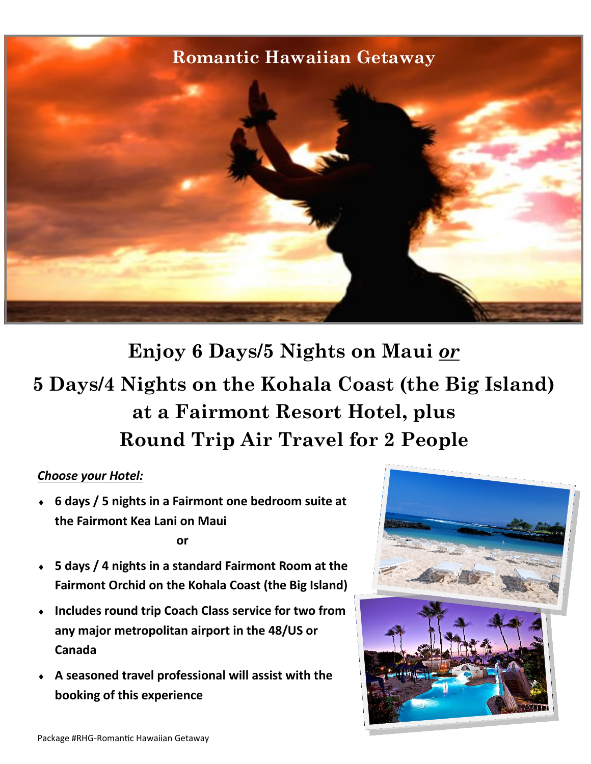# Romantic Hawaiian Getaway

## Enjoy 6 Days/5 Nights on Maui *or* 5 Days/4 Nights on the Kohala Coast (the Big Island) at a Fairmont Resort Hotel, plus Round Trip Air Travel for 2 People

***Choose your Hotel:***

- **6 days / 5 nights in a Fairmont one bedroom suite at the Fairmont Kea Lani on Maui**

  **or**

- **5 days / 4 nights in a standard Fairmont Room at the Fairmont Orchid on the Kohala Coast (the Big Island)**
- **Includes round trip Coach Class service for two from any major metropolitan airport in the 48/US or Canada**
- **A seasoned travel professional will assist with the booking of this experience**

Package #RHG-Romantic Hawaiian Getaway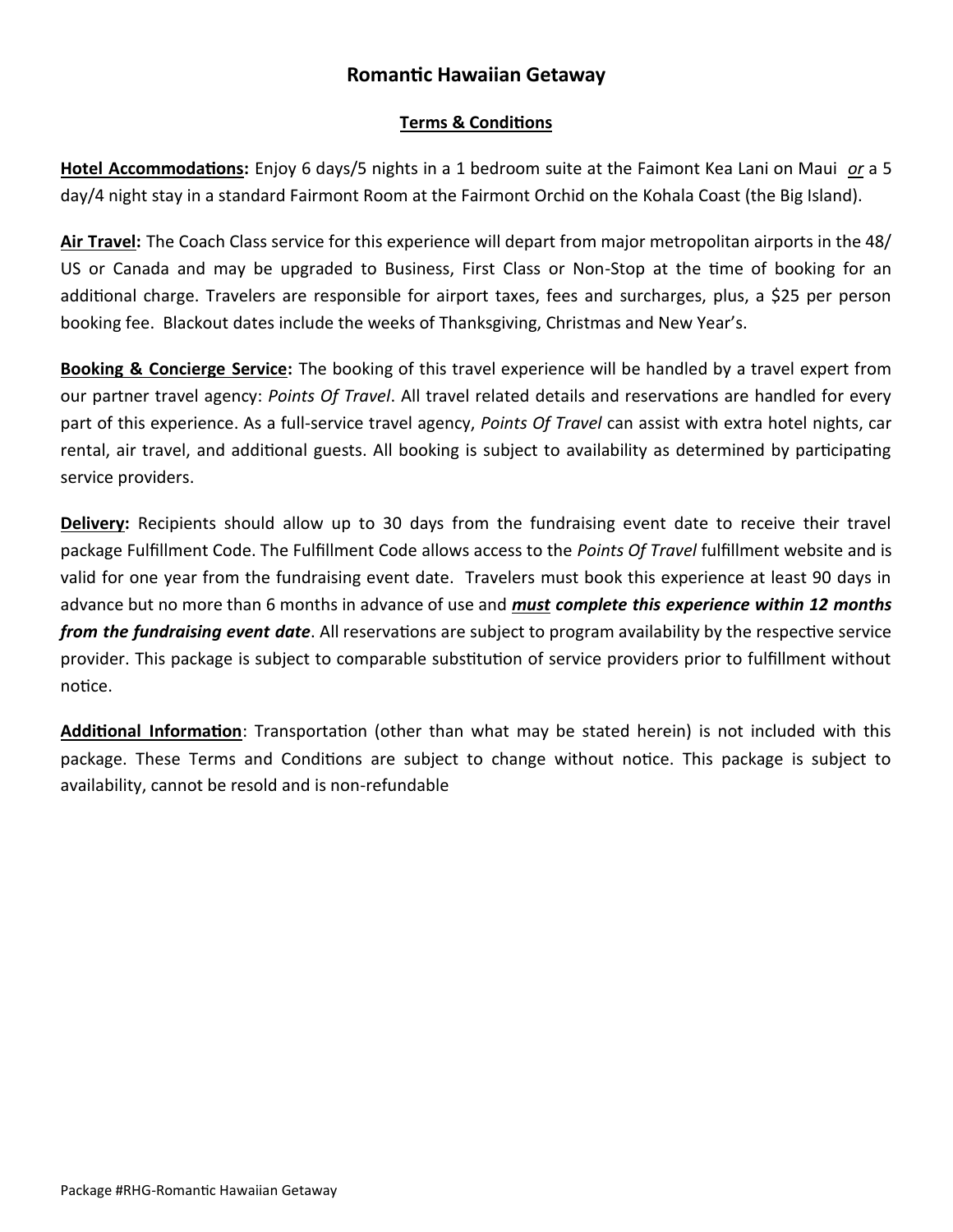## Romantic Hawaiian Getaway

### Terms & Conditions

**Hotel Accommodations:** Enjoy 6 days/5 nights in a 1 bedroom suite at the Faimont Kea Lani on Maui ***or*** a 5 day/4 night stay in a standard Fairmont Room at the Fairmont Orchid on the Kohala Coast (the Big Island).

**Air Travel:** The Coach Class service for this experience will depart from major metropolitan airports in the 48/ US or Canada and may be upgraded to Business, First Class or Non-Stop at the time of booking for an additional charge. Travelers are responsible for airport taxes, fees and surcharges, plus, a $25 per person booking fee. Blackout dates include the weeks of Thanksgiving, Christmas and New Year's.

**Booking & Concierge Service:** The booking of this travel experience will be handled by a travel expert from our partner travel agency: *Points Of Travel*. All travel related details and reservations are handled for every part of this experience. As a full-service travel agency, *Points Of Travel* can assist with extra hotel nights, car rental, air travel, and additional guests. All booking is subject to availability as determined by participating service providers.

**Delivery:** Recipients should allow up to 30 days from the fundraising event date to receive their travel package Fulfillment Code. The Fulfillment Code allows access to the *Points Of Travel* fulfillment website and is valid for one year from the fundraising event date. Travelers must book this experience at least 90 days in advance but no more than 6 months in advance of use and ***must complete this experience within 12 months from the fundraising event date***. All reservations are subject to program availability by the respective service provider. This package is subject to comparable substitution of service providers prior to fulfillment without notice.

**Additional Information**: Transportation (other than what may be stated herein) is not included with this package. These Terms and Conditions are subject to change without notice. This package is subject to availability, cannot be resold and is non-refundable

Package #RHG-Romantic Hawaiian Getaway